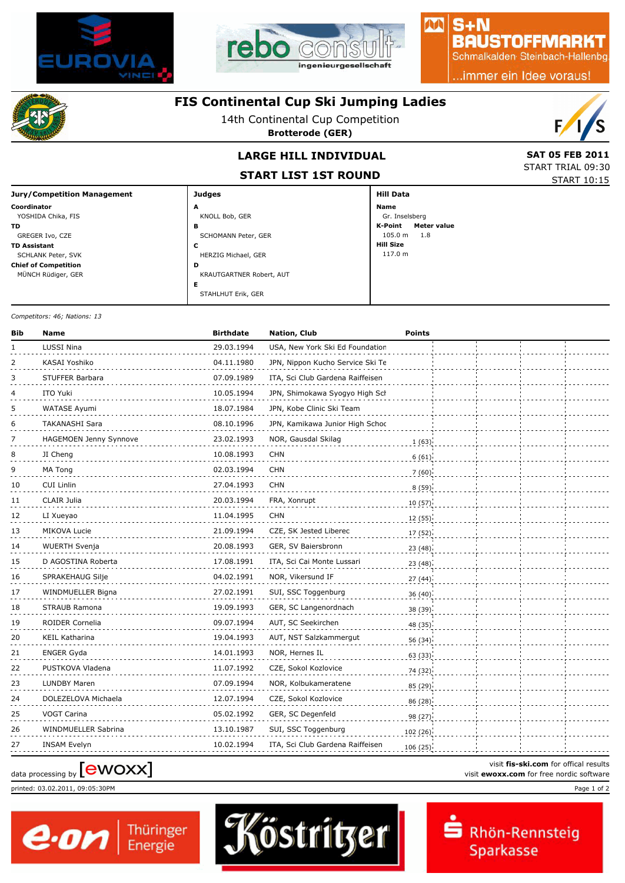# FIS Continental Cup Ski Jumping Ladies

14th Continental Cup Competition

**Brotterode (GER)**

## LARGE HILL INDIVIDUAL

## START LIST 1ST ROUND

**SAT 05 FEB 2011**

START TRIAL 09:30

START 10:15

| Jury/Competition Management | Judges | Hill Data |
|---|---|---|
| **Coordinator** YOSHIDA Chika, FIS | **A** KNOLL Bob, GER | **Name** Gr. Inselsberg |
| **TD** GREGER Ivo, CZE | **B** SCHOMANN Peter, GER | **K-Point** 105.0 m **Meter value** 1.8 |
| **TD Assistant** SCHLANK Peter, SVK | **C** HERZIG Michael, GER | **Hill Size** 117.0 m |
| **Chief of Competition** MÜNCH Rüdiger, GER | **D** KRAUTGARTNER Robert, AUT | |
| | **E** STAHLHUT Erik, GER | |

*Competitors: 46; Nations: 13*

| Bib | Name | Birthdate | Nation, Club | Points |
|---|---|---|---|---|
| 1 | LUSSI Nina | 29.03.1994 | USA, New York Ski Ed Foundation | |
| 2 | KASAI Yoshiko | 04.11.1980 | JPN, Nippon Kucho Service Ski Te | |
| 3 | STUFFER Barbara | 07.09.1989 | ITA, Sci Club Gardena Raiffeisen | |
| 4 | ITO Yuki | 10.05.1994 | JPN, Shimokawa Syogyo High Sch | |
| 5 | WATASE Ayumi | 18.07.1984 | JPN, Kobe Clinic Ski Team | |
| 6 | TAKANASHI Sara | 08.10.1996 | JPN, Kamikawa Junior High Schoo | |
| 7 | HAGEMOEN Jenny Synnove | 23.02.1993 | NOR, Gausdal Skilag | 1 (63) |
| 8 | JI Cheng | 10.08.1993 | CHN | 6 (61) |
| 9 | MA Tong | 02.03.1994 | CHN | 7 (60) |
| 10 | CUI Linlin | 27.04.1993 | CHN | 8 (59) |
| 11 | CLAIR Julia | 20.03.1994 | FRA, Xonrupt | 10 (57) |
| 12 | LI Xueyao | 11.04.1995 | CHN | 12 (55) |
| 13 | MIKOVA Lucie | 21.09.1994 | CZE, SK Jested Liberec | 17 (52) |
| 14 | WUERTH Svenja | 20.08.1993 | GER, SV Baiersbronn | 23 (48) |
| 15 | D AGOSTINA Roberta | 17.08.1991 | ITA, Sci Cai Monte Lussari | 23 (48) |
| 16 | SPRAKEHAUG Silje | 04.02.1991 | NOR, Vikersund IF | 27 (44) |
| 17 | WINDMUELLER Bigna | 27.02.1991 | SUI, SSC Toggenburg | 36 (40) |
| 18 | STRAUB Ramona | 19.09.1993 | GER, SC Langenordnach | 38 (39) |
| 19 | ROIDER Cornelia | 09.07.1994 | AUT, SC Seekirchen | 48 (35) |
| 20 | KEIL Katharina | 19.04.1993 | AUT, NST Salzkammergut | 56 (34) |
| 21 | ENGER Gyda | 14.01.1993 | NOR, Hernes IL | 63 (33) |
| 22 | PUSTKOVA Vladena | 11.07.1992 | CZE, Sokol Kozlovice | 74 (32) |
| 23 | LUNDBY Maren | 07.09.1994 | NOR, Kolbukameratene | 85 (29) |
| 24 | DOLEZELOVA Michaela | 12.07.1994 | CZE, Sokol Kozlovice | 86 (28) |
| 25 | VOGT Carina | 05.02.1992 | GER, SC Degenfeld | 98 (27) |
| 26 | WINDMUELLER Sabrina | 13.10.1987 | SUI, SSC Toggenburg | 102 (26) |
| 27 | INSAM Evelyn | 10.02.1994 | ITA, Sci Club Gardena Raiffeisen | 106 (25) |

data processing by [ewoxx]

visit **fis-ski.com** for offical results

visit **ewoxx.com** for free nordic software

printed: 03.02.2011, 09:05:30PM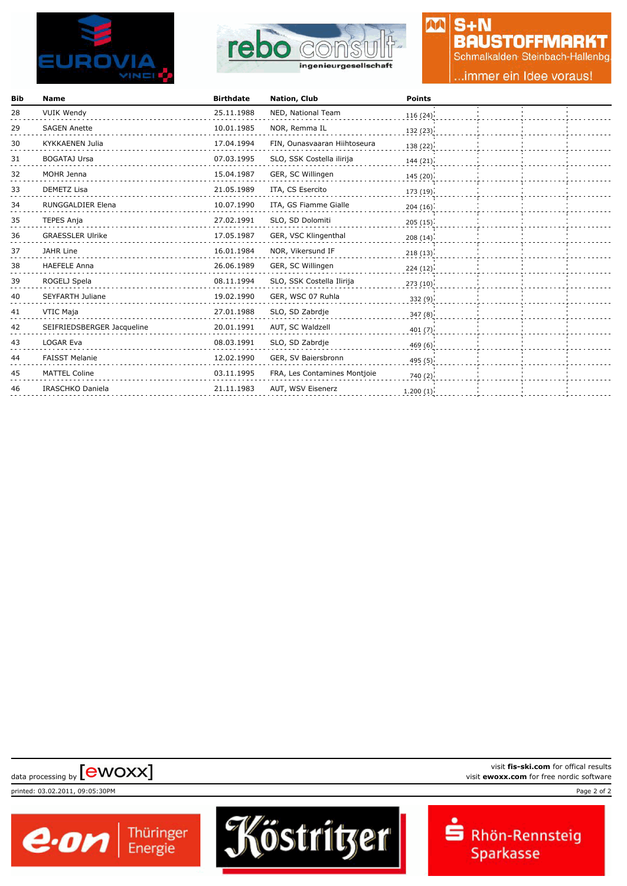| Bib | Name | Birthdate | Nation, Club | Points | | | | |
|---|---|---|---|---|---|---|---|---|
| 28 | VUIK Wendy | 25.11.1988 | NED, National Team | 116 (24) | | | | |
| 29 | SAGEN Anette | 10.01.1985 | NOR, Remma IL | 132 (23) | | | | |
| 30 | KYKKAENEN Julia | 17.04.1994 | FIN, Ounasvaaran Hiihtoseura | 138 (22) | | | | |
| 31 | BOGATAJ Ursa | 07.03.1995 | SLO, SSK Costella ilirija | 144 (21) | | | | |
| 32 | MOHR Jenna | 15.04.1987 | GER, SC Willingen | 145 (20) | | | | |
| 33 | DEMETZ Lisa | 21.05.1989 | ITA, CS Esercito | 173 (19) | | | | |
| 34 | RUNGGALDIER Elena | 10.07.1990 | ITA, GS Fiamme Gialle | 204 (16) | | | | |
| 35 | TEPES Anja | 27.02.1991 | SLO, SD Dolomiti | 205 (15) | | | | |
| 36 | GRAESSLER Ulrike | 17.05.1987 | GER, VSC Klingenthal | 208 (14) | | | | |
| 37 | JAHR Line | 16.01.1984 | NOR, Vikersund IF | 218 (13) | | | | |
| 38 | HAEFELE Anna | 26.06.1989 | GER, SC Willingen | 224 (12) | | | | |
| 39 | ROGELJ Spela | 08.11.1994 | SLO, SSK Costella Ilirija | 273 (10) | | | | |
| 40 | SEYFARTH Juliane | 19.02.1990 | GER, WSC 07 Ruhla | 332 (9) | | | | |
| 41 | VTIC Maja | 27.01.1988 | SLO, SD Zabrdje | 347 (8) | | | | |
| 42 | SEIFRIEDSBERGER Jacqueline | 20.01.1991 | AUT, SC Waldzell | 401 (7) | | | | |
| 43 | LOGAR Eva | 08.03.1991 | SLO, SD Zabrdje | 469 (6) | | | | |
| 44 | FAISST Melanie | 12.02.1990 | GER, SV Baiersbronn | 495 (5) | | | | |
| 45 | MATTEL Coline | 03.11.1995 | FRA, Les Contamines Montjoie | 740 (2) | | | | |
| 46 | IRASCHKO Daniela | 21.11.1983 | AUT, WSV Eisenerz | 1.200 (1) | | | | |

data processing by [ewoxx]

visit **fis-ski.com** for offical results
visit **ewoxx.com** for free nordic software

printed: 03.02.2011, 09:05:30PM